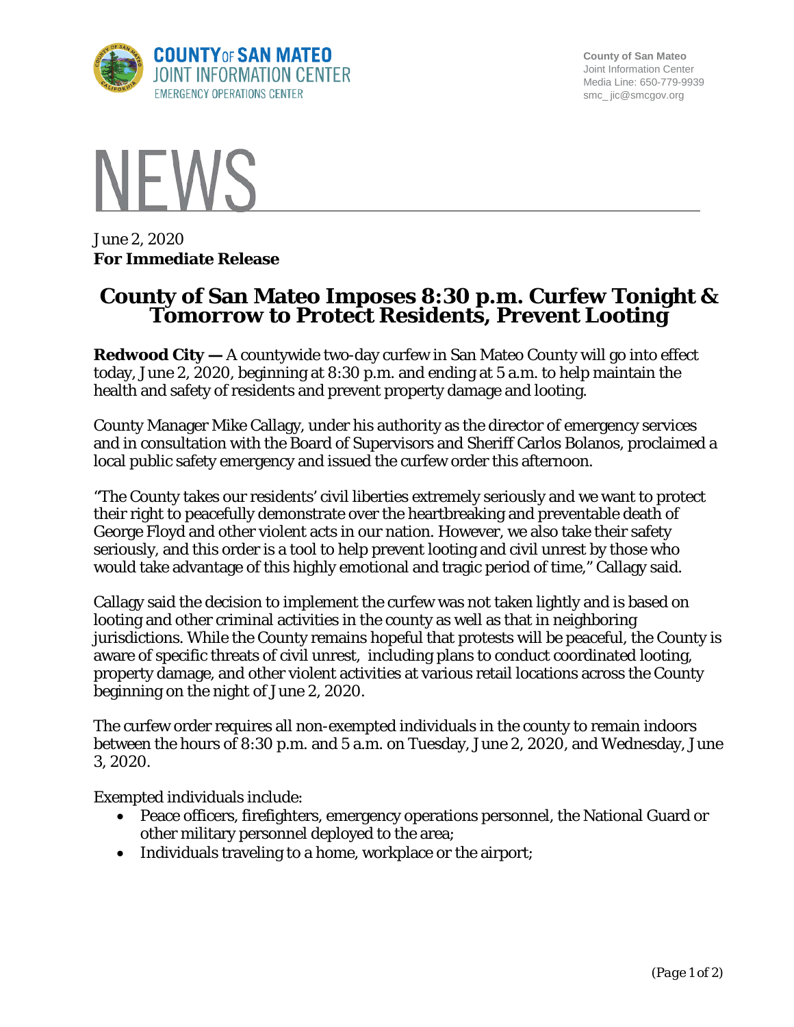COUNTY OF SAN MATEO
JOINT INFORMATION CENTER
EMERGENCY OPERATIONS CENTER

County of San Mateo
Joint Information Center
Media Line: 650-779-9939
smc_ jic@smcgov.org

# NEWS

June 2, 2020
**For Immediate Release**

## County of San Mateo Imposes 8:30 p.m. Curfew Tonight & Tomorrow to Protect Residents, Prevent Looting

**Redwood City —** A countywide two-day curfew in San Mateo County will go into effect today, June 2, 2020, beginning at 8:30 p.m. and ending at 5 a.m. to help maintain the health and safety of residents and prevent property damage and looting.

County Manager Mike Callagy, under his authority as the director of emergency services and in consultation with the Board of Supervisors and Sheriff Carlos Bolanos, proclaimed a local public safety emergency and issued the curfew order this afternoon.

"The County takes our residents' civil liberties extremely seriously and we want to protect their right to peacefully demonstrate over the heartbreaking and preventable death of George Floyd and other violent acts in our nation. However, we also take their safety seriously, and this order is a tool to help prevent looting and civil unrest by those who would take advantage of this highly emotional and tragic period of time," Callagy said.

Callagy said the decision to implement the curfew was not taken lightly and is based on looting and other criminal activities in the county as well as that in neighboring jurisdictions. While the County remains hopeful that protests will be peaceful, the County is aware of specific threats of civil unrest, including plans to conduct coordinated looting, property damage, and other violent activities at various retail locations across the County beginning on the night of June 2, 2020.

The curfew order requires all non-exempted individuals in the county to remain indoors between the hours of 8:30 p.m. and 5 a.m. on Tuesday, June 2, 2020, and Wednesday, June 3, 2020.

Exempted individuals include:

- Peace officers, firefighters, emergency operations personnel, the National Guard or other military personnel deployed to the area;
- Individuals traveling to a home, workplace or the airport;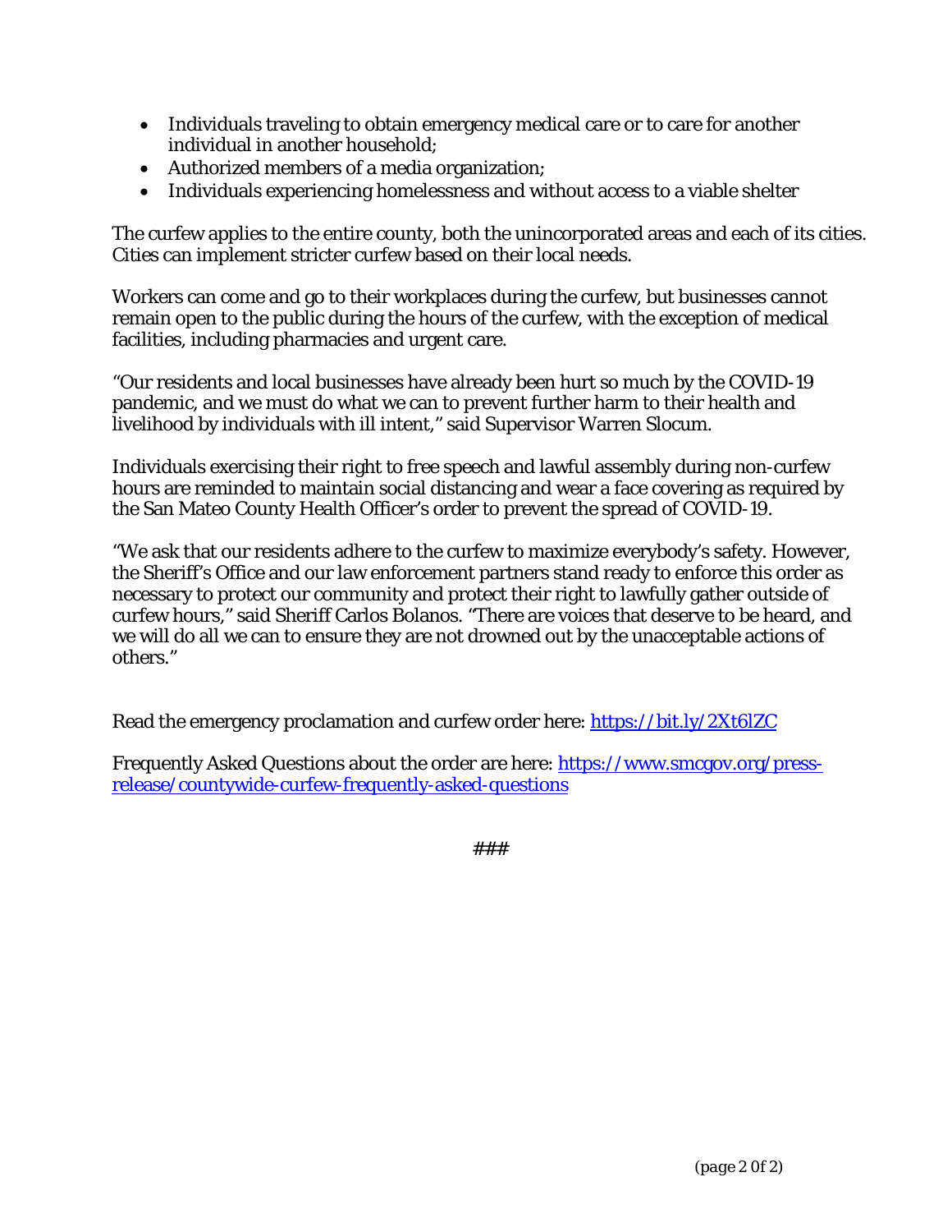- Individuals traveling to obtain emergency medical care or to care for another individual in another household;
- Authorized members of a media organization;
- Individuals experiencing homelessness and without access to a viable shelter

The curfew applies to the entire county, both the unincorporated areas and each of its cities. Cities can implement stricter curfew based on their local needs.

Workers can come and go to their workplaces during the curfew, but businesses cannot remain open to the public during the hours of the curfew, with the exception of medical facilities, including pharmacies and urgent care.

"Our residents and local businesses have already been hurt so much by the COVID-19 pandemic, and we must do what we can to prevent further harm to their health and livelihood by individuals with ill intent," said Supervisor Warren Slocum.

Individuals exercising their right to free speech and lawful assembly during non-curfew hours are reminded to maintain social distancing and wear a face covering as required by the San Mateo County Health Officer's order to prevent the spread of COVID-19.

"We ask that our residents adhere to the curfew to maximize everybody's safety. However, the Sheriff's Office and our law enforcement partners stand ready to enforce this order as necessary to protect our community and protect their right to lawfully gather outside of curfew hours," said Sheriff Carlos Bolanos. "There are voices that deserve to be heard, and we will do all we can to ensure they are not drowned out by the unacceptable actions of others."

Read the emergency proclamation and curfew order here: https://bit.ly/2Xt6lZC

Frequently Asked Questions about the order are here: https://www.smcgov.org/press-release/countywide-curfew-frequently-asked-questions

###